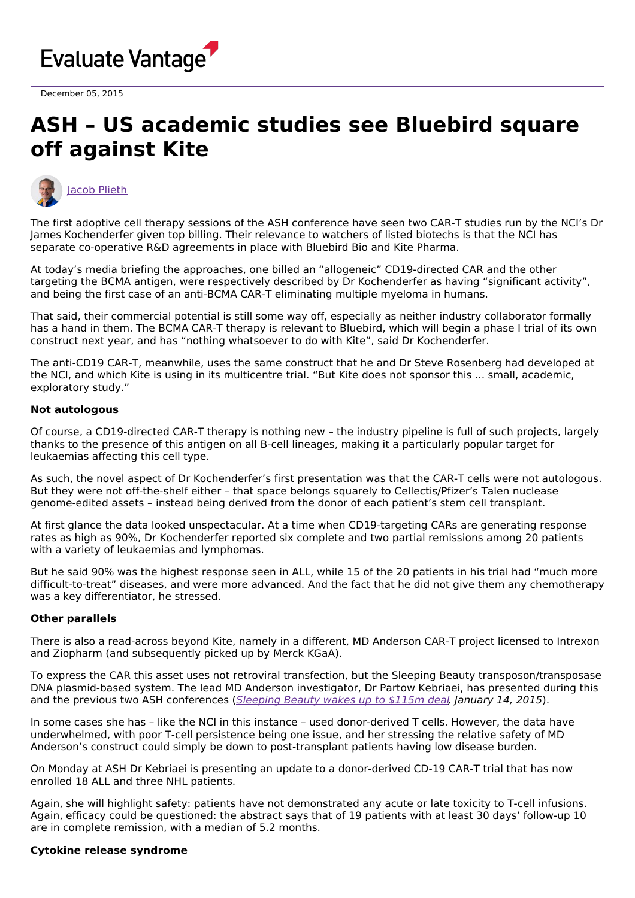Evaluate Vantage

December 05, 2015

# ASH – US academic studies see Bluebird square off against Kite

Jacob Plieth

The first adoptive cell therapy sessions of the ASH conference have seen two CAR-T studies run by the NCI's Dr James Kochenderfer given top billing. Their relevance to watchers of listed biotechs is that the NCI has separate co-operative R&D agreements in place with Bluebird Bio and Kite Pharma.

At today's media briefing the approaches, one billed an "allogeneic" CD19-directed CAR and the other targeting the BCMA antigen, were respectively described by Dr Kochenderfer as having "significant activity", and being the first case of an anti-BCMA CAR-T eliminating multiple myeloma in humans.

That said, their commercial potential is still some way off, especially as neither industry collaborator formally has a hand in them. The BCMA CAR-T therapy is relevant to Bluebird, which will begin a phase I trial of its own construct next year, and has "nothing whatsoever to do with Kite", said Dr Kochenderfer.

The anti-CD19 CAR-T, meanwhile, uses the same construct that he and Dr Steve Rosenberg had developed at the NCI, and which Kite is using in its multicentre trial. "But Kite does not sponsor this ... small, academic, exploratory study."

**Not autologous**

Of course, a CD19-directed CAR-T therapy is nothing new – the industry pipeline is full of such projects, largely thanks to the presence of this antigen on all B-cell lineages, making it a particularly popular target for leukaemias affecting this cell type.

As such, the novel aspect of Dr Kochenderfer's first presentation was that the CAR-T cells were not autologous. But they were not off-the-shelf either – that space belongs squarely to Cellectis/Pfizer's Talen nuclease genome-edited assets – instead being derived from the donor of each patient's stem cell transplant.

At first glance the data looked unspectacular. At a time when CD19-targeting CARs are generating response rates as high as 90%, Dr Kochenderfer reported six complete and two partial remissions among 20 patients with a variety of leukaemias and lymphomas.

But he said 90% was the highest response seen in ALL, while 15 of the 20 patients in his trial had "much more difficult-to-treat" diseases, and were more advanced. And the fact that he did not give them any chemotherapy was a key differentiator, he stressed.

**Other parallels**

There is also a read-across beyond Kite, namely in a different, MD Anderson CAR-T project licensed to Intrexon and Ziopharm (and subsequently picked up by Merck KGaA).

To express the CAR this asset uses not retroviral transfection, but the Sleeping Beauty transposon/transposase DNA plasmid-based system. The lead MD Anderson investigator, Dr Partow Kebriaei, has presented during this and the previous two ASH conferences (*Sleeping Beauty wakes up to $115m deal, January 14, 2015*).

In some cases she has – like the NCI in this instance – used donor-derived T cells. However, the data have underwhelmed, with poor T-cell persistence being one issue, and her stressing the relative safety of MD Anderson's construct could simply be down to post-transplant patients having low disease burden.

On Monday at ASH Dr Kebriaei is presenting an update to a donor-derived CD-19 CAR-T trial that has now enrolled 18 ALL and three NHL patients.

Again, she will highlight safety: patients have not demonstrated any acute or late toxicity to T-cell infusions. Again, efficacy could be questioned: the abstract says that of 19 patients with at least 30 days' follow-up 10 are in complete remission, with a median of 5.2 months.

**Cytokine release syndrome**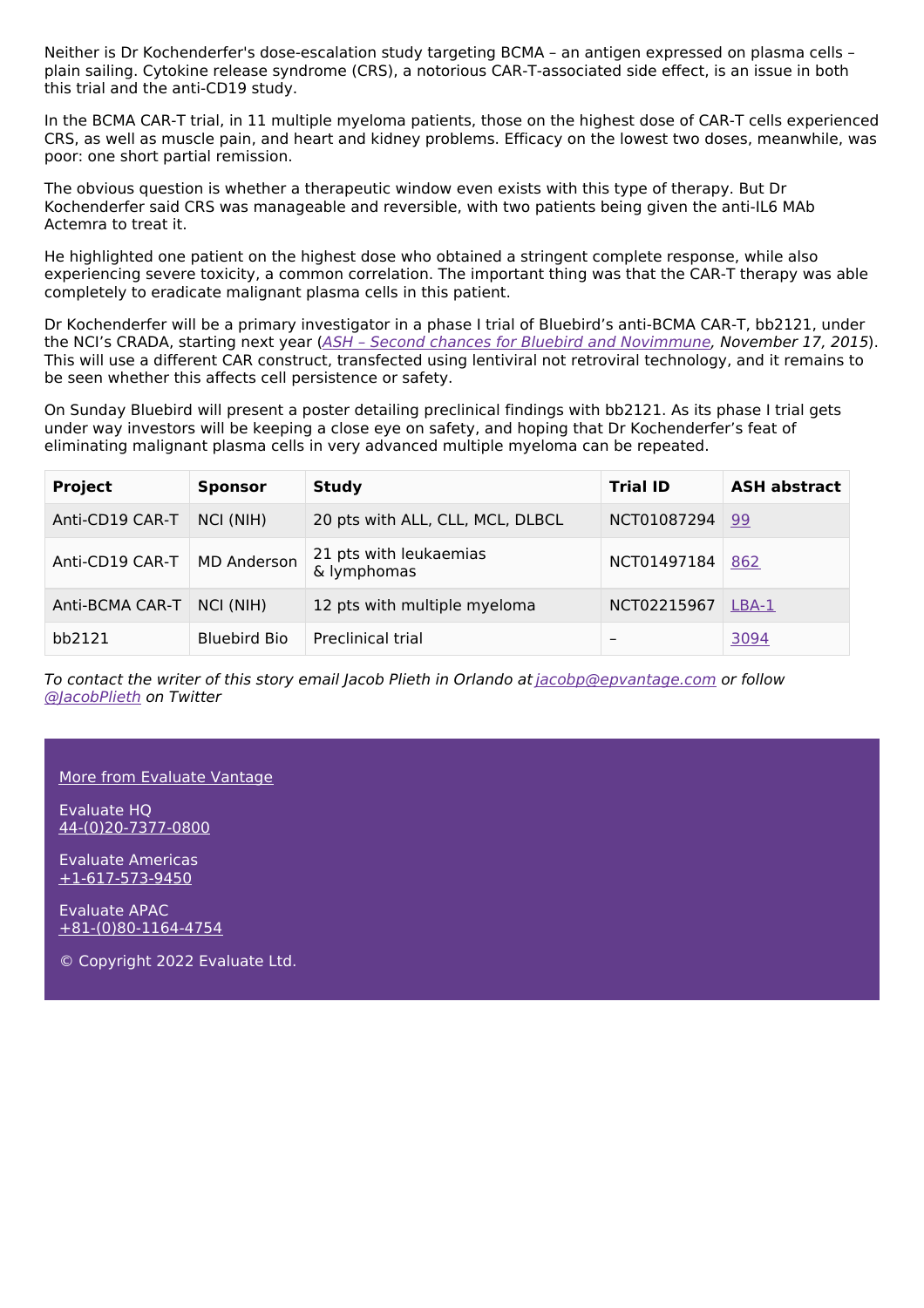Neither is Dr Kochenderfer's dose-escalation study targeting BCMA – an antigen expressed on plasma cells – plain sailing. Cytokine release syndrome (CRS), a notorious CAR-T-associated side effect, is an issue in both this trial and the anti-CD19 study.

In the BCMA CAR-T trial, in 11 multiple myeloma patients, those on the highest dose of CAR-T cells experienced CRS, as well as muscle pain, and heart and kidney problems. Efficacy on the lowest two doses, meanwhile, was poor: one short partial remission.

The obvious question is whether a therapeutic window even exists with this type of therapy. But Dr Kochenderfer said CRS was manageable and reversible, with two patients being given the anti-IL6 MAb Actemra to treat it.

He highlighted one patient on the highest dose who obtained a stringent complete response, while also experiencing severe toxicity, a common correlation. The important thing was that the CAR-T therapy was able completely to eradicate malignant plasma cells in this patient.

Dr Kochenderfer will be a primary investigator in a phase I trial of Bluebird's anti-BCMA CAR-T, bb2121, under the NCI's CRADA, starting next year (*ASH – Second chances for Bluebird and Novimmune, November 17, 2015*). This will use a different CAR construct, transfected using lentiviral not retroviral technology, and it remains to be seen whether this affects cell persistence or safety.

On Sunday Bluebird will present a poster detailing preclinical findings with bb2121. As its phase I trial gets under way investors will be keeping a close eye on safety, and hoping that Dr Kochenderfer's feat of eliminating malignant plasma cells in very advanced multiple myeloma can be repeated.

| Project | Sponsor | Study | Trial ID | ASH abstract |
|---|---|---|---|---|
| Anti-CD19 CAR-T | NCI (NIH) | 20 pts with ALL, CLL, MCL, DLBCL | NCT01087294 | 99 |
| Anti-CD19 CAR-T | MD Anderson | 21 pts with leukaemias & lymphomas | NCT01497184 | 862 |
| Anti-BCMA CAR-T | NCI (NIH) | 12 pts with multiple myeloma | NCT02215967 | LBA-1 |
| bb2121 | Bluebird Bio | Preclinical trial | – | 3094 |

*To contact the writer of this story email Jacob Plieth in Orlando at jacobp@epvantage.com or follow @JacobPlieth on Twitter*

More from Evaluate Vantage

Evaluate HQ
44-(0)20-7377-0800

Evaluate Americas
+1-617-573-9450

Evaluate APAC
+81-(0)80-1164-4754

© Copyright 2022 Evaluate Ltd.